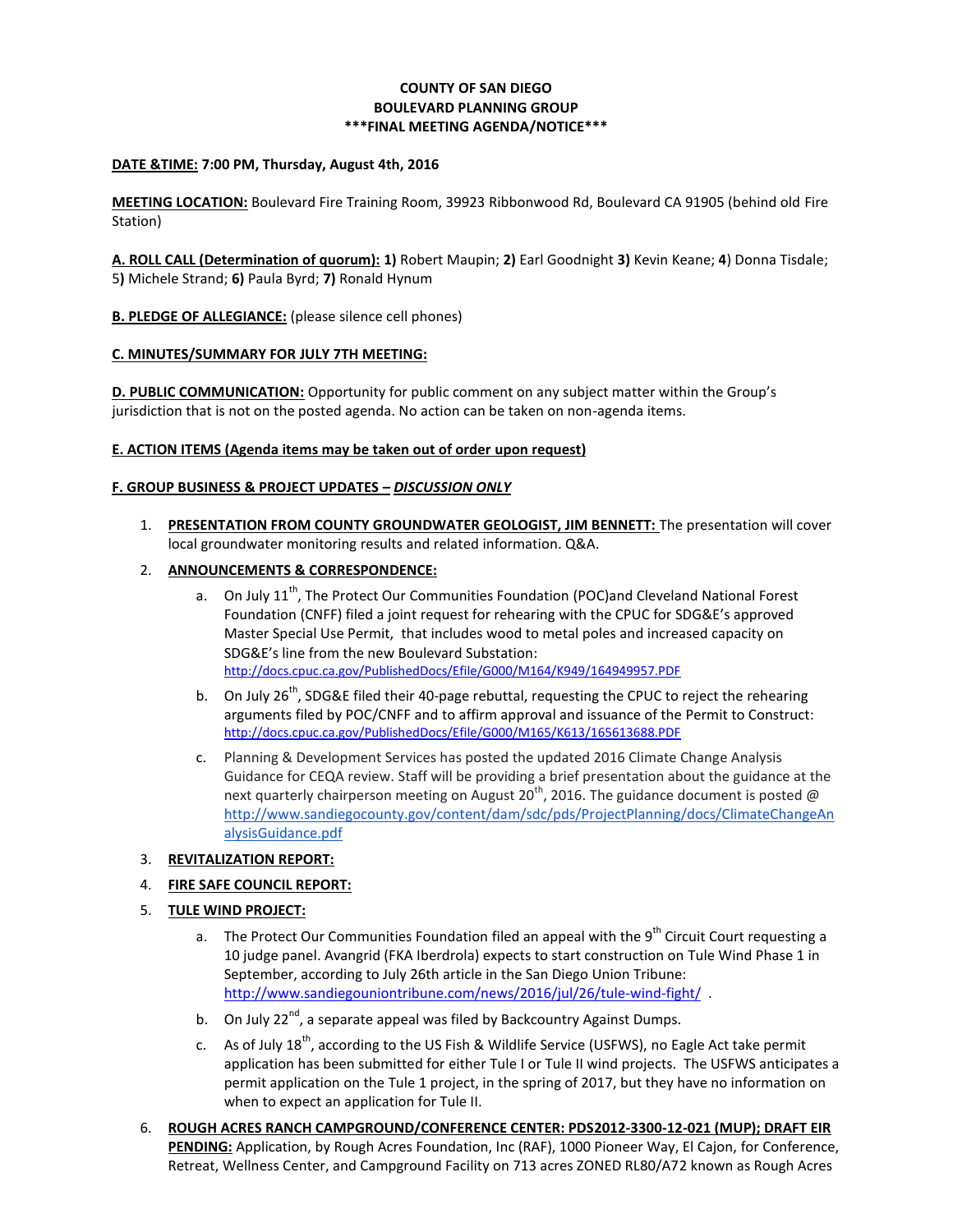**COUNTY OF SAN DIEGO**
**BOULEVARD PLANNING GROUP**
**\*\*\*FINAL MEETING AGENDA/NOTICE\*\*\***

**DATE &TIME: 7:00 PM, Thursday, August 4th, 2016**

**MEETING LOCATION:** Boulevard Fire Training Room, 39923 Ribbonwood Rd, Boulevard CA 91905 (behind old Fire Station)

**A. ROLL CALL (Determination of quorum): 1)** Robert Maupin; **2)** Earl Goodnight **3)** Kevin Keane; **4**) Donna Tisdale; 5**)** Michele Strand; **6)** Paula Byrd; **7)** Ronald Hynum

**B. PLEDGE OF ALLEGIANCE:** (please silence cell phones)

**C. MINUTES/SUMMARY FOR JULY 7TH MEETING:**

**D. PUBLIC COMMUNICATION:** Opportunity for public comment on any subject matter within the Group's jurisdiction that is not on the posted agenda. No action can be taken on non-agenda items.

**E. ACTION ITEMS (Agenda items may be taken out of order upon request)**

**F. GROUP BUSINESS & PROJECT UPDATES – *DISCUSSION ONLY***

1. **PRESENTATION FROM COUNTY GROUNDWATER GEOLOGIST, JIM BENNETT:** The presentation will cover local groundwater monitoring results and related information. Q&A.
2. **ANNOUNCEMENTS & CORRESPONDENCE:**
   a. On July 11th, The Protect Our Communities Foundation (POC)and Cleveland National Forest Foundation (CNFF) filed a joint request for rehearing with the CPUC for SDG&E's approved Master Special Use Permit, that includes wood to metal poles and increased capacity on SDG&E's line from the new Boulevard Substation: http://docs.cpuc.ca.gov/PublishedDocs/Efile/G000/M164/K949/164949957.PDF
   b. On July 26th, SDG&E filed their 40-page rebuttal, requesting the CPUC to reject the rehearing arguments filed by POC/CNFF and to affirm approval and issuance of the Permit to Construct: http://docs.cpuc.ca.gov/PublishedDocs/Efile/G000/M165/K613/165613688.PDF
   c. Planning & Development Services has posted the updated 2016 Climate Change Analysis Guidance for CEQA review. Staff will be providing a brief presentation about the guidance at the next quarterly chairperson meeting on August 20th, 2016. The guidance document is posted @ http://www.sandiegocounty.gov/content/dam/sdc/pds/ProjectPlanning/docs/ClimateChangeAnalysisGuidance.pdf
3. **REVITALIZATION REPORT:**
4. **FIRE SAFE COUNCIL REPORT:**
5. **TULE WIND PROJECT:**
   a. The Protect Our Communities Foundation filed an appeal with the 9th Circuit Court requesting a 10 judge panel. Avangrid (FKA Iberdrola) expects to start construction on Tule Wind Phase 1 in September, according to July 26th article in the San Diego Union Tribune: http://www.sandiegouniontribune.com/news/2016/jul/26/tule-wind-fight/ .
   b. On July 22nd, a separate appeal was filed by Backcountry Against Dumps.
   c. As of July 18th, according to the US Fish & Wildlife Service (USFWS), no Eagle Act take permit application has been submitted for either Tule I or Tule II wind projects. The USFWS anticipates a permit application on the Tule 1 project, in the spring of 2017, but they have no information on when to expect an application for Tule II.
6. **ROUGH ACRES RANCH CAMPGROUND/CONFERENCE CENTER: PDS2012-3300-12-021 (MUP); DRAFT EIR PENDING:** Application, by Rough Acres Foundation, Inc (RAF), 1000 Pioneer Way, El Cajon, for Conference, Retreat, Wellness Center, and Campground Facility on 713 acres ZONED RL80/A72 known as Rough Acres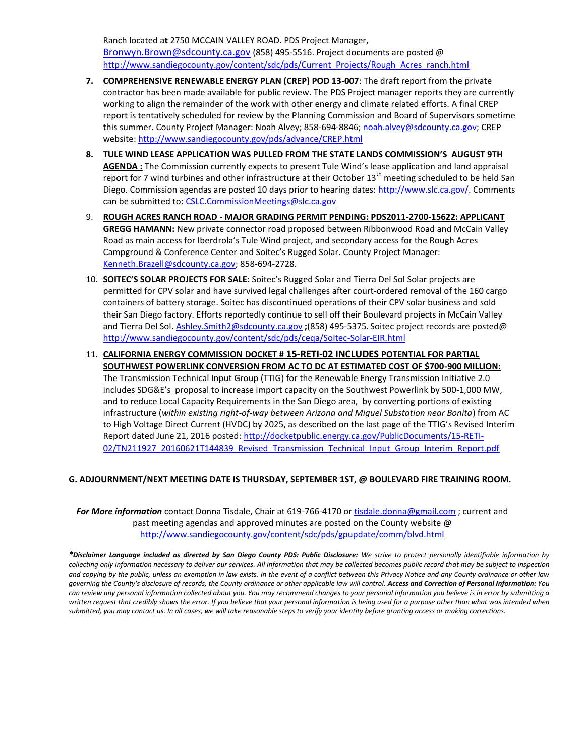Ranch located at 2750 MCCAIN VALLEY ROAD. PDS Project Manager, Bronwyn.Brown@sdcounty.ca.gov (858) 495-5516. Project documents are posted @ http://www.sandiegocounty.gov/content/sdc/pds/Current_Projects/Rough_Acres_ranch.html

7. **COMPREHENSIVE RENEWABLE ENERGY PLAN (CREP) POD 13-007**: The draft report from the private contractor has been made available for public review. The PDS Project manager reports they are currently working to align the remainder of the work with other energy and climate related efforts. A final CREP report is tentatively scheduled for review by the Planning Commission and Board of Supervisors sometime this summer. County Project Manager: Noah Alvey; 858-694-8846; noah.alvey@sdcounty.ca.gov; CREP website: http://www.sandiegocounty.gov/pds/advance/CREP.html

8. **TULE WIND LEASE APPLICATION WAS PULLED FROM THE STATE LANDS COMMISSION'S AUGUST 9TH AGENDA :** The Commission currently expects to present Tule Wind's lease application and land appraisal report for 7 wind turbines and other infrastructure at their October 13th meeting scheduled to be held San Diego. Commission agendas are posted 10 days prior to hearing dates: http://www.slc.ca.gov/. Comments can be submitted to: CSLC.CommissionMeetings@slc.ca.gov

9. **ROUGH ACRES RANCH ROAD - MAJOR GRADING PERMIT PENDING: PDS2011-2700-15622: APPLICANT GREGG HAMANN:** New private connector road proposed between Ribbonwood Road and McCain Valley Road as main access for Iberdrola's Tule Wind project, and secondary access for the Rough Acres Campground & Conference Center and Soitec's Rugged Solar. County Project Manager: Kenneth.Brazell@sdcounty.ca.gov; 858-694-2728.

10. **SOITEC'S SOLAR PROJECTS FOR SALE:** Soitec's Rugged Solar and Tierra Del Sol Solar projects are permitted for CPV solar and have survived legal challenges after court-ordered removal of the 160 cargo containers of battery storage. Soitec has discontinued operations of their CPV solar business and sold their San Diego factory. Efforts reportedly continue to sell off their Boulevard projects in McCain Valley and Tierra Del Sol. Ashley.Smith2@sdcounty.ca.gov **;**(858) 495-5375. Soitec project records are posted@ http://www.sandiegocounty.gov/content/sdc/pds/ceqa/Soitec-Solar-EIR.html

11. **CALIFORNIA ENERGY COMMISSION DOCKET # 15-RETI-02 INCLUDES POTENTIAL FOR PARTIAL SOUTHWEST POWERLINK CONVERSION FROM AC TO DC AT ESTIMATED COST OF $700-900 MILLION:** The Transmission Technical Input Group (TTIG) for the Renewable Energy Transmission Initiative 2.0 includes SDG&E's proposal to increase import capacity on the Southwest Powerlink by 500-1,000 MW, and to reduce Local Capacity Requirements in the San Diego area, by converting portions of existing infrastructure (*within existing right-of-way between Arizona and Miguel Substation near Bonita*) from AC to High Voltage Direct Current (HVDC) by 2025, as described on the last page of the TTIG's Revised Interim Report dated June 21, 2016 posted: http://docketpublic.energy.ca.gov/PublicDocuments/15-RETI-02/TN211927_20160621T144839_Revised_Transmission_Technical_Input_Group_Interim_Report.pdf

**G. ADJOURNMENT/NEXT MEETING DATE IS THURSDAY, SEPTEMBER 1ST, @ BOULEVARD FIRE TRAINING ROOM.**

***For More information*** contact Donna Tisdale, Chair at 619-766-4170 or tisdale.donna@gmail.com ; current and past meeting agendas and approved minutes are posted on the County website @ http://www.sandiegocounty.gov/content/sdc/pds/gpupdate/comm/blvd.html

***\*Disclaimer Language included as directed by San Diego County PDS: Public Disclosure:*** *We strive to protect personally identifiable information by collecting only information necessary to deliver our services. All information that may be collected becomes public record that may be subject to inspection and copying by the public, unless an exemption in law exists. In the event of a conflict between this Privacy Notice and any County ordinance or other law governing the County's disclosure of records, the County ordinance or other applicable law will control.* ***Access and Correction of Personal Information:*** *You can review any personal information collected about you. You may recommend changes to your personal information you believe is in error by submitting a written request that credibly shows the error. If you believe that your personal information is being used for a purpose other than what was intended when submitted, you may contact us. In all cases, we will take reasonable steps to verify your identity before granting access or making corrections.*